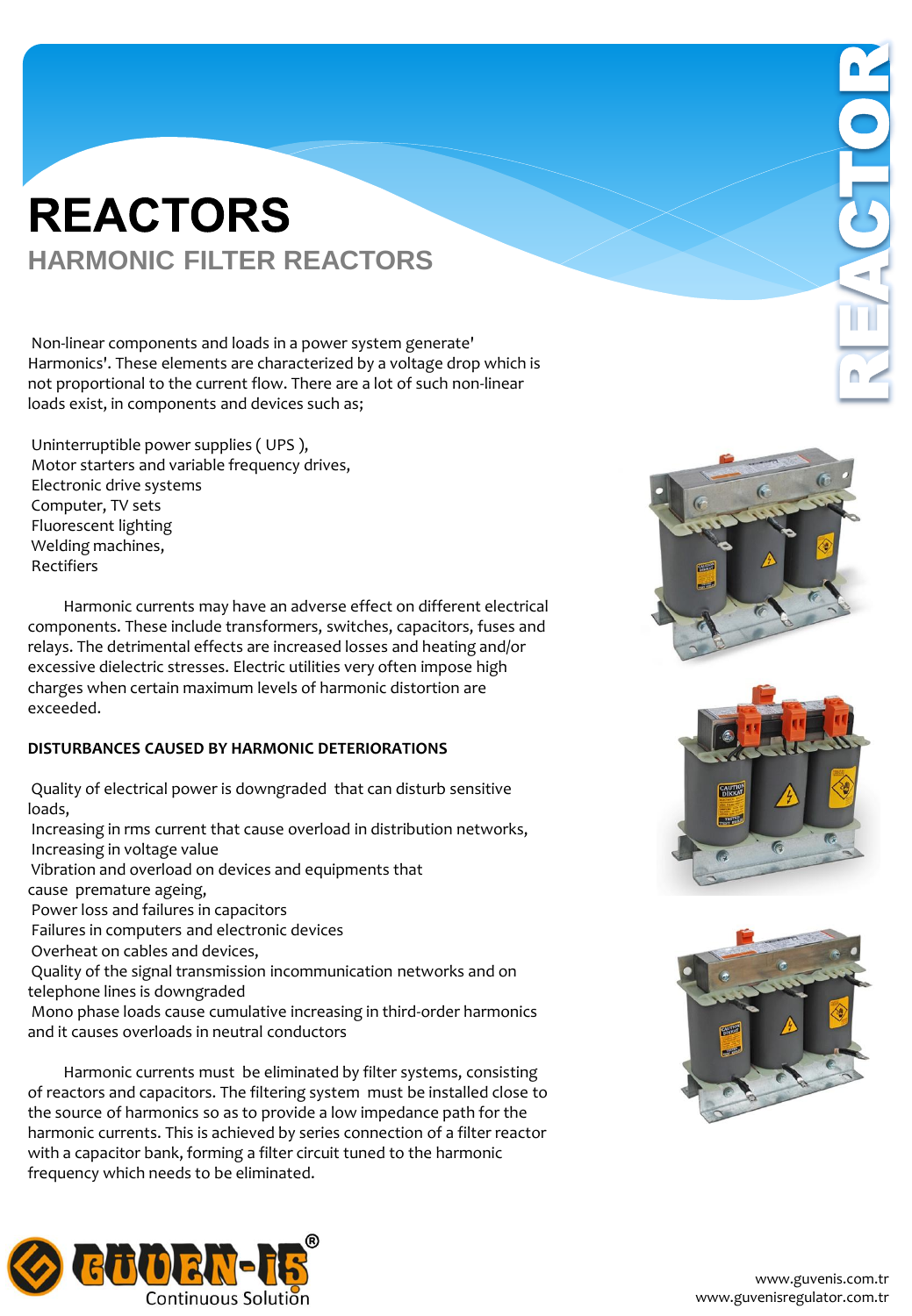# REACTORS

## HARMONIC FILTER REACTORS

Non-linear components and loads in a power system generate' Harmonics'. These elements are characterized by a voltage drop which is not proportional to the current flow. There are a lot of such non-linear loads exist, in components and devices such as;

Uninterruptible power supplies ( UPS ),
Motor starters and variable frequency drives,
Electronic drive systems
Computer, TV sets
Fluorescent lighting
Welding machines,
Rectifiers

Harmonic currents may have an adverse effect on different electrical components. These include transformers, switches, capacitors, fuses and relays. The detrimental effects are increased losses and heating and/or excessive dielectric stresses. Electric utilities very often impose high charges when certain maximum levels of harmonic distortion are exceeded.

**DISTURBANCES CAUSED BY HARMONIC DETERIORATIONS**

Quality of electrical power is downgraded that can disturb sensitive loads,
Increasing in rms current that cause overload in distribution networks,
Increasing in voltage value
Vibration and overload on devices and equipments that cause premature ageing,
Power loss and failures in capacitors
Failures in computers and electronic devices
Overheat on cables and devices,
Quality of the signal transmission incommunication networks and on telephone lines is downgraded
Mono phase loads cause cumulative increasing in third-order harmonics and it causes overloads in neutral conductors

Harmonic currents must be eliminated by filter systems, consisting of reactors and capacitors. The filtering system must be installed close to the source of harmonics so as to provide a low impedance path for the harmonic currents. This is achieved by series connection of a filter reactor with a capacitor bank, forming a filter circuit tuned to the harmonic frequency which needs to be eliminated.

GÜVEN-İŞ® Continuous Solution

www.guvenis.com.tr
www.guvenisregulator.com.tr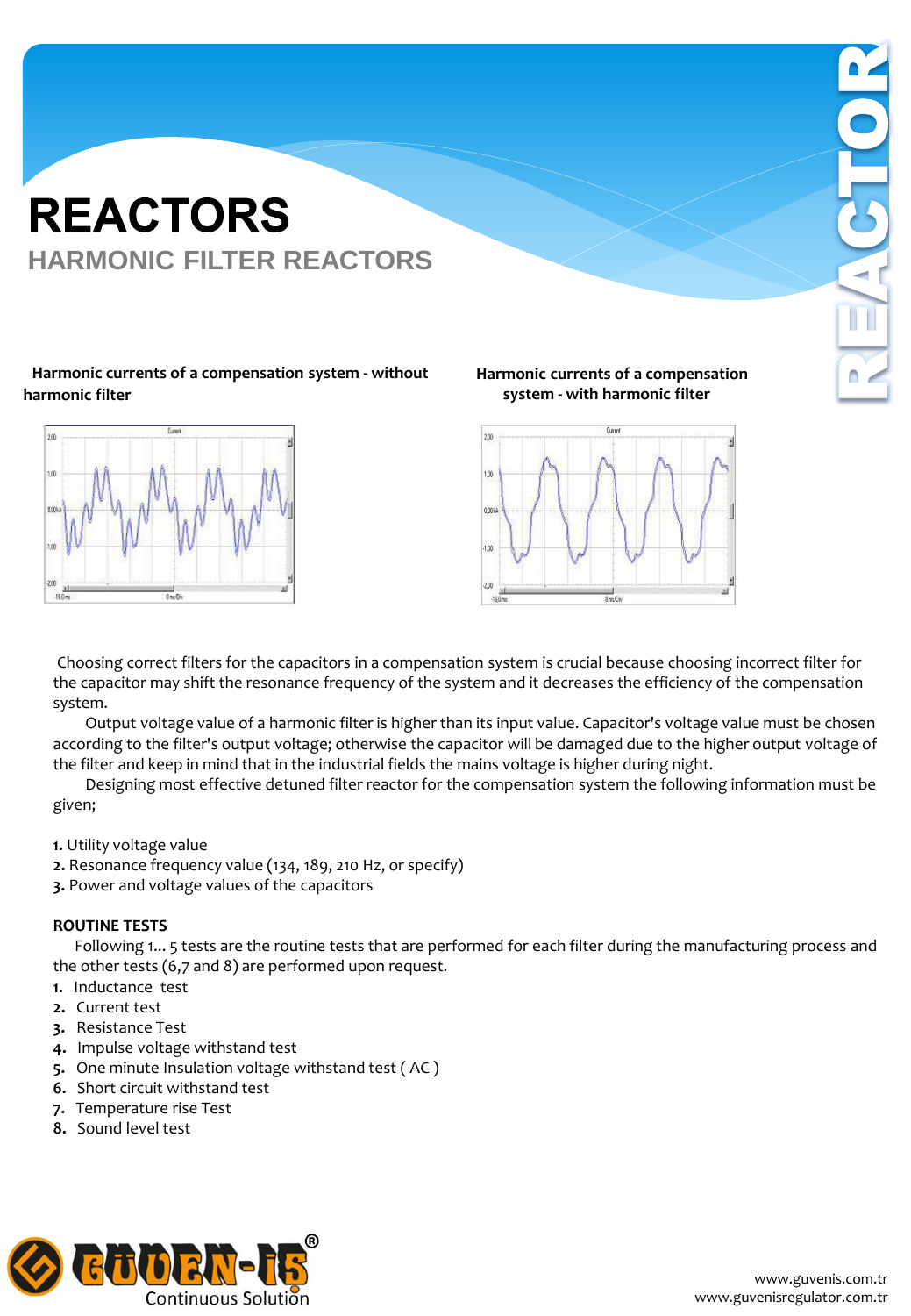# REACTORS

## HARMONIC FILTER REACTORS

**Harmonic currents of a compensation system - without harmonic filter**

**Harmonic currents of a compensation system - with harmonic filter**

Choosing correct filters for the capacitors in a compensation system is crucial because choosing incorrect filter for the capacitor may shift the resonance frequency of the system and it decreases the efficiency of the compensation system.

Output voltage value of a harmonic filter is higher than its input value. Capacitor's voltage value must be chosen according to the filter's output voltage; otherwise the capacitor will be damaged due to the higher output voltage of the filter and keep in mind that in the industrial fields the mains voltage is higher during night.

Designing most effective detuned filter reactor for the compensation system the following information must be given;

**1.** Utility voltage value
**2.** Resonance frequency value (134, 189, 210 Hz, or specify)
**3.** Power and voltage values of the capacitors

**ROUTINE TESTS**

Following 1... 5 tests are the routine tests that are performed for each filter during the manufacturing process and the other tests (6,7 and 8) are performed upon request.

1. Inductance test
2. Current test
3. Resistance Test
4. Impulse voltage withstand test
5. One minute Insulation voltage withstand test ( AC )
6. Short circuit withstand test
7. Temperature rise Test
8. Sound level test

GÜVEN-İŞ® Continuous Solution

www.guvenis.com.tr
www.guvenisregulator.com.tr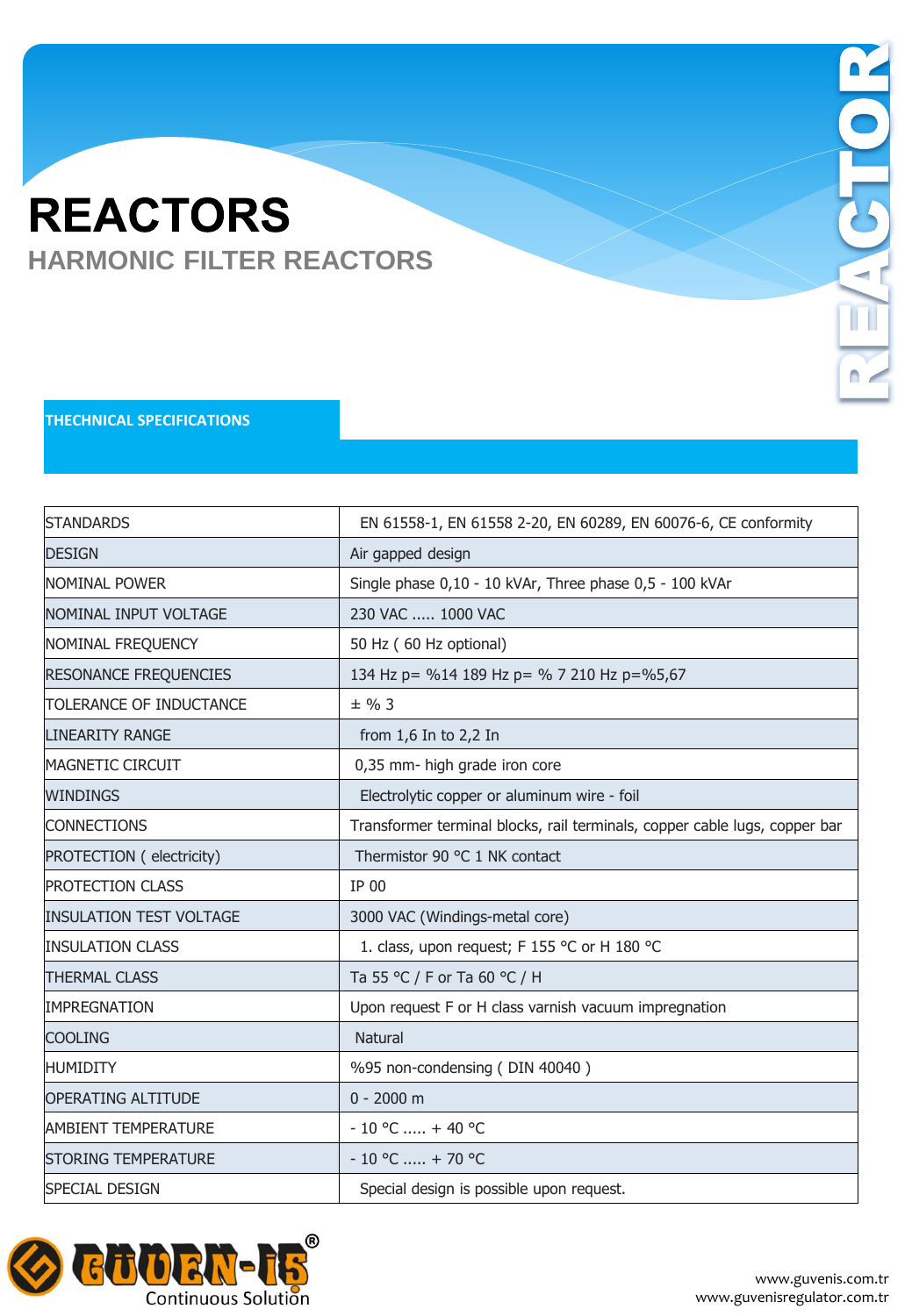# REACTORS

## HARMONIC FILTER REACTORS

REACTOR

### THECHNICAL SPECIFICATIONS

| | |
|---|---|
| STANDARDS | EN 61558-1, EN 61558 2-20, EN 60289, EN 60076-6, CE conformity |
| DESIGN | Air gapped design |
| NOMINAL POWER | Single phase 0,10 - 10 kVAr, Three phase 0,5 - 100 kVAr |
| NOMINAL INPUT VOLTAGE | 230 VAC ..... 1000 VAC |
| NOMINAL FREQUENCY | 50 Hz ( 60 Hz optional) |
| RESONANCE FREQUENCIES | 134 Hz p= %14 189 Hz p= % 7 210 Hz p=%5,67 |
| TOLERANCE OF INDUCTANCE | ± % 3 |
| LINEARITY RANGE | from 1,6 In to 2,2 In |
| MAGNETIC CIRCUIT | 0,35 mm- high grade iron core |
| WINDINGS | Electrolytic copper or aluminum wire - foil |
| CONNECTIONS | Transformer terminal blocks, rail terminals, copper cable lugs, copper bar |
| PROTECTION ( electricity) | Thermistor 90 °C 1 NK contact |
| PROTECTION CLASS | IP 00 |
| INSULATION TEST VOLTAGE | 3000 VAC (Windings-metal core) |
| INSULATION CLASS | 1. class, upon request; F 155 °C or H 180 °C |
| THERMAL CLASS | Ta 55 °C / F or Ta 60 °C / H |
| IMPREGNATION | Upon request F or H class varnish vacuum impregnation |
| COOLING | Natural |
| HUMIDITY | %95 non-condensing ( DIN 40040 ) |
| OPERATING ALTITUDE | 0 - 2000 m |
| AMBIENT TEMPERATURE | - 10 °C ..... + 40 °C |
| STORING TEMPERATURE | - 10 °C ..... + 70 °C |
| SPECIAL DESIGN | Special design is possible upon request. |

GÜVEN-İŞ® Continuous Solution

www.guvenis.com.tr
www.guvenisregulator.com.tr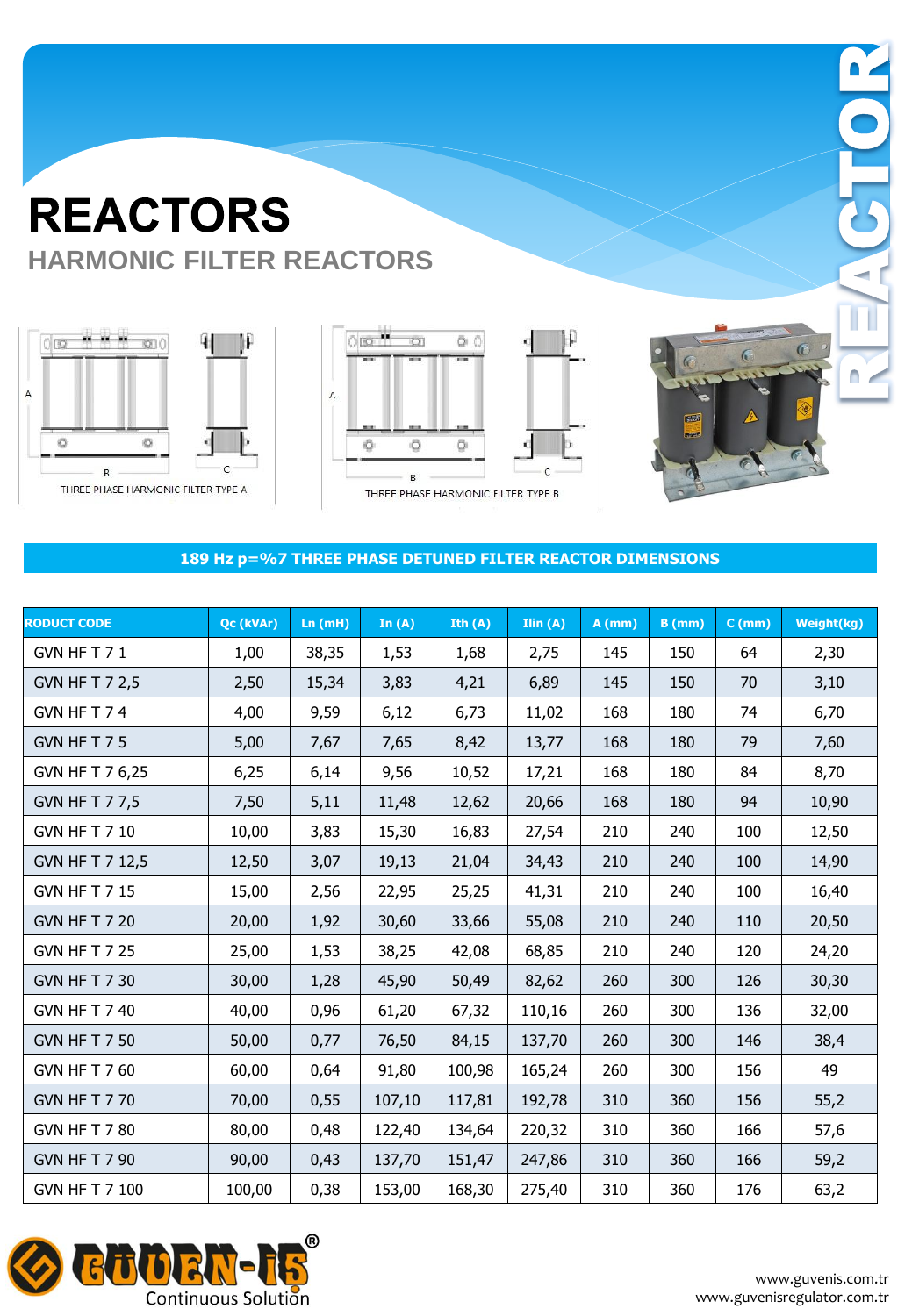# REACTORS

## HARMONIC FILTER REACTORS

THREE PHASE HARMONIC FILTER TYPE A

THREE PHASE HARMONIC FILTER TYPE B

### 189 Hz p=%7 THREE PHASE DETUNED FILTER REACTOR DIMENSIONS

| RODUCT CODE | Qc (kVAr) | Ln (mH) | In (A) | Ith (A) | Ilin (A) | A (mm) | B (mm) | C (mm) | Weight(kg) |
|---|---|---|---|---|---|---|---|---|---|
| GVN HF T 7 1 | 1,00 | 38,35 | 1,53 | 1,68 | 2,75 | 145 | 150 | 64 | 2,30 |
| GVN HF T 7 2,5 | 2,50 | 15,34 | 3,83 | 4,21 | 6,89 | 145 | 150 | 70 | 3,10 |
| GVN HF T 7 4 | 4,00 | 9,59 | 6,12 | 6,73 | 11,02 | 168 | 180 | 74 | 6,70 |
| GVN HF T 7 5 | 5,00 | 7,67 | 7,65 | 8,42 | 13,77 | 168 | 180 | 79 | 7,60 |
| GVN HF T 7 6,25 | 6,25 | 6,14 | 9,56 | 10,52 | 17,21 | 168 | 180 | 84 | 8,70 |
| GVN HF T 7 7,5 | 7,50 | 5,11 | 11,48 | 12,62 | 20,66 | 168 | 180 | 94 | 10,90 |
| GVN HF T 7 10 | 10,00 | 3,83 | 15,30 | 16,83 | 27,54 | 210 | 240 | 100 | 12,50 |
| GVN HF T 7 12,5 | 12,50 | 3,07 | 19,13 | 21,04 | 34,43 | 210 | 240 | 100 | 14,90 |
| GVN HF T 7 15 | 15,00 | 2,56 | 22,95 | 25,25 | 41,31 | 210 | 240 | 100 | 16,40 |
| GVN HF T 7 20 | 20,00 | 1,92 | 30,60 | 33,66 | 55,08 | 210 | 240 | 110 | 20,50 |
| GVN HF T 7 25 | 25,00 | 1,53 | 38,25 | 42,08 | 68,85 | 210 | 240 | 120 | 24,20 |
| GVN HF T 7 30 | 30,00 | 1,28 | 45,90 | 50,49 | 82,62 | 260 | 300 | 126 | 30,30 |
| GVN HF T 7 40 | 40,00 | 0,96 | 61,20 | 67,32 | 110,16 | 260 | 300 | 136 | 32,00 |
| GVN HF T 7 50 | 50,00 | 0,77 | 76,50 | 84,15 | 137,70 | 260 | 300 | 146 | 38,4 |
| GVN HF T 7 60 | 60,00 | 0,64 | 91,80 | 100,98 | 165,24 | 260 | 300 | 156 | 49 |
| GVN HF T 7 70 | 70,00 | 0,55 | 107,10 | 117,81 | 192,78 | 310 | 360 | 156 | 55,2 |
| GVN HF T 7 80 | 80,00 | 0,48 | 122,40 | 134,64 | 220,32 | 310 | 360 | 166 | 57,6 |
| GVN HF T 7 90 | 90,00 | 0,43 | 137,70 | 151,47 | 247,86 | 310 | 360 | 166 | 59,2 |
| GVN HF T 7 100 | 100,00 | 0,38 | 153,00 | 168,30 | 275,40 | 310 | 360 | 176 | 63,2 |

GÜVEN-İS® Continuous Solution

www.guvenis.com.tr
www.guvenisregulator.com.tr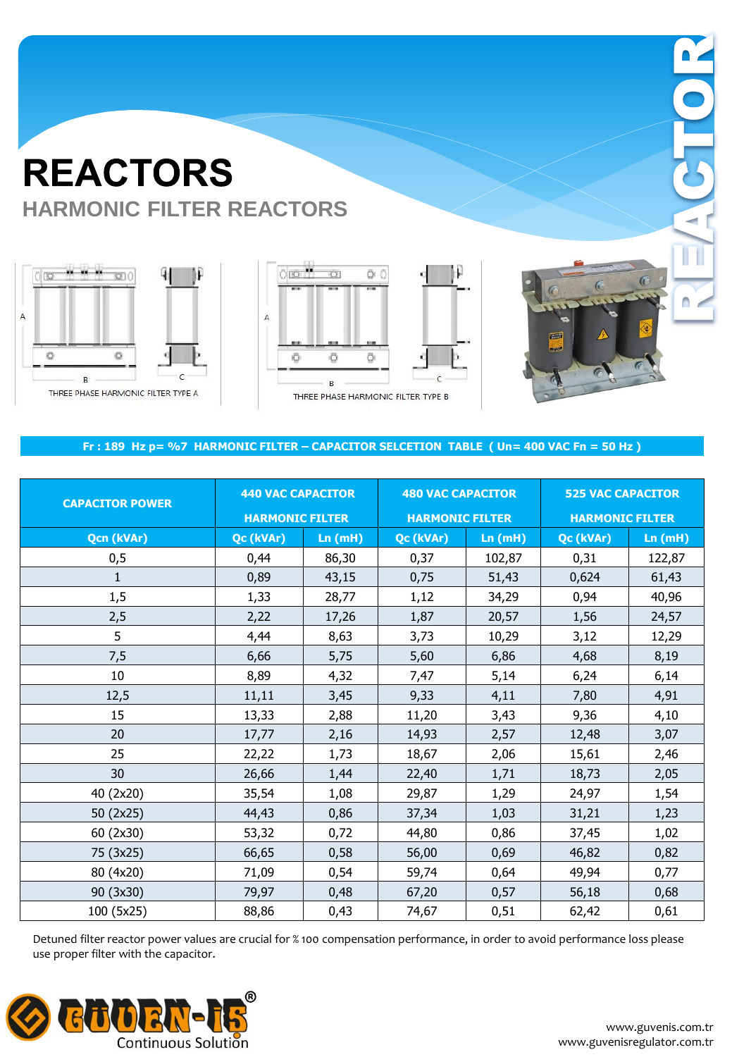# REACTORS

## HARMONIC FILTER REACTORS

THREE PHASE HARMONIC FILTER TYPE A

THREE PHASE HARMONIC FILTER TYPE B

**Fr : 189 Hz p= %7 HARMONIC FILTER – CAPACITOR SELCETION TABLE ( Un= 400 VAC Fn = 50 Hz )**

| CAPACITOR POWER | 440 VAC CAPACITOR HARMONIC FILTER | | 480 VAC CAPACITOR HARMONIC FILTER | | 525 VAC CAPACITOR HARMONIC FILTER | |
|---|---|---|---|---|---|---|
| Qcn (kVAr) | Qc (kVAr) | Ln (mH) | Qc (kVAr) | Ln (mH) | Qc (kVAr) | Ln (mH) |
| 0,5 | 0,44 | 86,30 | 0,37 | 102,87 | 0,31 | 122,87 |
| 1 | 0,89 | 43,15 | 0,75 | 51,43 | 0,624 | 61,43 |
| 1,5 | 1,33 | 28,77 | 1,12 | 34,29 | 0,94 | 40,96 |
| 2,5 | 2,22 | 17,26 | 1,87 | 20,57 | 1,56 | 24,57 |
| 5 | 4,44 | 8,63 | 3,73 | 10,29 | 3,12 | 12,29 |
| 7,5 | 6,66 | 5,75 | 5,60 | 6,86 | 4,68 | 8,19 |
| 10 | 8,89 | 4,32 | 7,47 | 5,14 | 6,24 | 6,14 |
| 12,5 | 11,11 | 3,45 | 9,33 | 4,11 | 7,80 | 4,91 |
| 15 | 13,33 | 2,88 | 11,20 | 3,43 | 9,36 | 4,10 |
| 20 | 17,77 | 2,16 | 14,93 | 2,57 | 12,48 | 3,07 |
| 25 | 22,22 | 1,73 | 18,67 | 2,06 | 15,61 | 2,46 |
| 30 | 26,66 | 1,44 | 22,40 | 1,71 | 18,73 | 2,05 |
| 40 (2x20) | 35,54 | 1,08 | 29,87 | 1,29 | 24,97 | 1,54 |
| 50 (2x25) | 44,43 | 0,86 | 37,34 | 1,03 | 31,21 | 1,23 |
| 60 (2x30) | 53,32 | 0,72 | 44,80 | 0,86 | 37,45 | 1,02 |
| 75 (3x25) | 66,65 | 0,58 | 56,00 | 0,69 | 46,82 | 0,82 |
| 80 (4x20) | 71,09 | 0,54 | 59,74 | 0,64 | 49,94 | 0,77 |
| 90 (3x30) | 79,97 | 0,48 | 67,20 | 0,57 | 56,18 | 0,68 |
| 100 (5x25) | 88,86 | 0,43 | 74,67 | 0,51 | 62,42 | 0,61 |

Detuned filter reactor power values are crucial for % 100 compensation performance, in order to avoid performance loss please use proper filter with the capacitor.

GÜVEN-İŞ® Continuous Solution

www.guvenis.com.tr
www.guvenisregulator.com.tr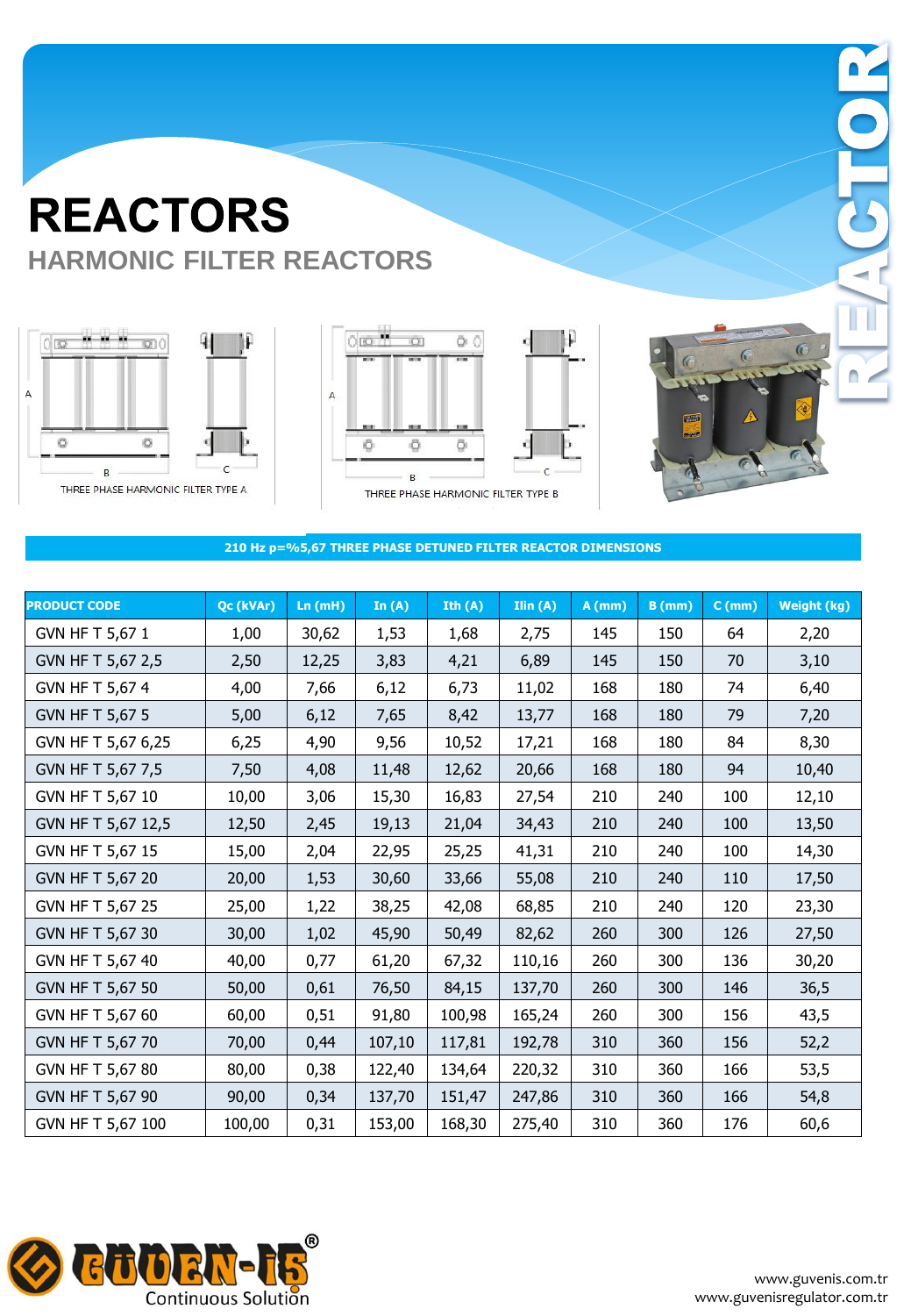# REACTORS

## HARMONIC FILTER REACTORS

THREE PHASE HARMONIC FILTER TYPE A

THREE PHASE HARMONIC FILTER TYPE B

### 210 Hz p=%5,67 THREE PHASE DETUNED FILTER REACTOR DIMENSIONS

| PRODUCT CODE | Qc (kVAr) | Ln (mH) | In (A) | Ith (A) | Ilin (A) | A (mm) | B (mm) | C (mm) | Weight (kg) |
|---|---|---|---|---|---|---|---|---|---|
| GVN HF T 5,67 1 | 1,00 | 30,62 | 1,53 | 1,68 | 2,75 | 145 | 150 | 64 | 2,20 |
| GVN HF T 5,67 2,5 | 2,50 | 12,25 | 3,83 | 4,21 | 6,89 | 145 | 150 | 70 | 3,10 |
| GVN HF T 5,67 4 | 4,00 | 7,66 | 6,12 | 6,73 | 11,02 | 168 | 180 | 74 | 6,40 |
| GVN HF T 5,67 5 | 5,00 | 6,12 | 7,65 | 8,42 | 13,77 | 168 | 180 | 79 | 7,20 |
| GVN HF T 5,67 6,25 | 6,25 | 4,90 | 9,56 | 10,52 | 17,21 | 168 | 180 | 84 | 8,30 |
| GVN HF T 5,67 7,5 | 7,50 | 4,08 | 11,48 | 12,62 | 20,66 | 168 | 180 | 94 | 10,40 |
| GVN HF T 5,67 10 | 10,00 | 3,06 | 15,30 | 16,83 | 27,54 | 210 | 240 | 100 | 12,10 |
| GVN HF T 5,67 12,5 | 12,50 | 2,45 | 19,13 | 21,04 | 34,43 | 210 | 240 | 100 | 13,50 |
| GVN HF T 5,67 15 | 15,00 | 2,04 | 22,95 | 25,25 | 41,31 | 210 | 240 | 100 | 14,30 |
| GVN HF T 5,67 20 | 20,00 | 1,53 | 30,60 | 33,66 | 55,08 | 210 | 240 | 110 | 17,50 |
| GVN HF T 5,67 25 | 25,00 | 1,22 | 38,25 | 42,08 | 68,85 | 210 | 240 | 120 | 23,30 |
| GVN HF T 5,67 30 | 30,00 | 1,02 | 45,90 | 50,49 | 82,62 | 260 | 300 | 126 | 27,50 |
| GVN HF T 5,67 40 | 40,00 | 0,77 | 61,20 | 67,32 | 110,16 | 260 | 300 | 136 | 30,20 |
| GVN HF T 5,67 50 | 50,00 | 0,61 | 76,50 | 84,15 | 137,70 | 260 | 300 | 146 | 36,5 |
| GVN HF T 5,67 60 | 60,00 | 0,51 | 91,80 | 100,98 | 165,24 | 260 | 300 | 156 | 43,5 |
| GVN HF T 5,67 70 | 70,00 | 0,44 | 107,10 | 117,81 | 192,78 | 310 | 360 | 156 | 52,2 |
| GVN HF T 5,67 80 | 80,00 | 0,38 | 122,40 | 134,64 | 220,32 | 310 | 360 | 166 | 53,5 |
| GVN HF T 5,67 90 | 90,00 | 0,34 | 137,70 | 151,47 | 247,86 | 310 | 360 | 166 | 54,8 |
| GVN HF T 5,67 100 | 100,00 | 0,31 | 153,00 | 168,30 | 275,40 | 310 | 360 | 176 | 60,6 |

GÜVEN-İŞ® Continuous Solution

www.guvenis.com.tr
www.guvenisregulator.com.tr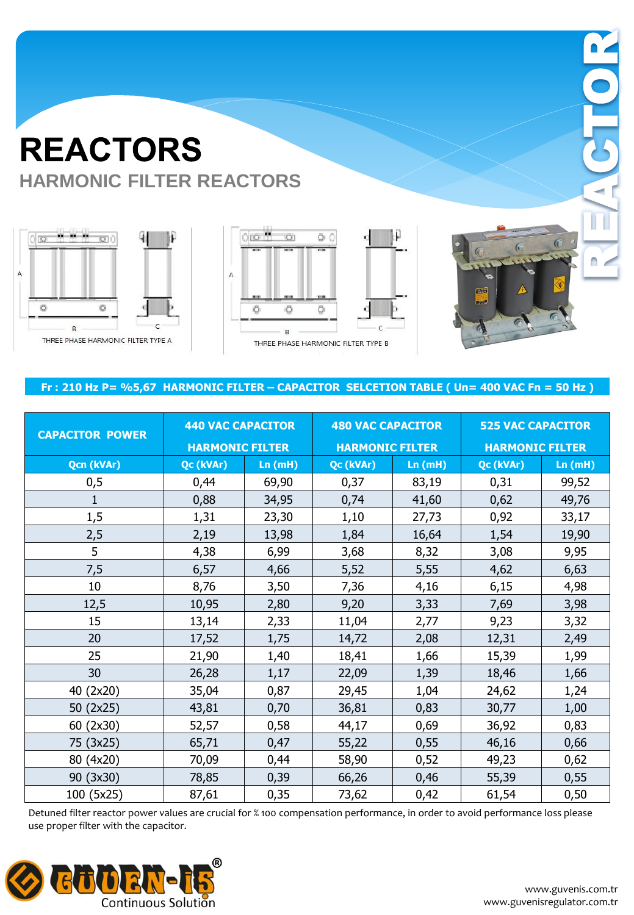# REACTORS

## HARMONIC FILTER REACTORS

THREE PHASE HARMONIC FILTER TYPE A

THREE PHASE HARMONIC FILTER TYPE B

**Fr : 210 Hz P= %5,67 HARMONIC FILTER – CAPACITOR SELCETION TABLE ( Un= 400 VAC Fn = 50 Hz )**

| CAPACITOR POWER | 440 VAC CAPACITOR HARMONIC FILTER | | 480 VAC CAPACITOR HARMONIC FILTER | | 525 VAC CAPACITOR HARMONIC FILTER | |
|---|---|---|---|---|---|---|
| Qcn (kVAr) | Qc (kVAr) | Ln (mH) | Qc (kVAr) | Ln (mH) | Qc (kVAr) | Ln (mH) |
| 0,5 | 0,44 | 69,90 | 0,37 | 83,19 | 0,31 | 99,52 |
| 1 | 0,88 | 34,95 | 0,74 | 41,60 | 0,62 | 49,76 |
| 1,5 | 1,31 | 23,30 | 1,10 | 27,73 | 0,92 | 33,17 |
| 2,5 | 2,19 | 13,98 | 1,84 | 16,64 | 1,54 | 19,90 |
| 5 | 4,38 | 6,99 | 3,68 | 8,32 | 3,08 | 9,95 |
| 7,5 | 6,57 | 4,66 | 5,52 | 5,55 | 4,62 | 6,63 |
| 10 | 8,76 | 3,50 | 7,36 | 4,16 | 6,15 | 4,98 |
| 12,5 | 10,95 | 2,80 | 9,20 | 3,33 | 7,69 | 3,98 |
| 15 | 13,14 | 2,33 | 11,04 | 2,77 | 9,23 | 3,32 |
| 20 | 17,52 | 1,75 | 14,72 | 2,08 | 12,31 | 2,49 |
| 25 | 21,90 | 1,40 | 18,41 | 1,66 | 15,39 | 1,99 |
| 30 | 26,28 | 1,17 | 22,09 | 1,39 | 18,46 | 1,66 |
| 40 (2x20) | 35,04 | 0,87 | 29,45 | 1,04 | 24,62 | 1,24 |
| 50 (2x25) | 43,81 | 0,70 | 36,81 | 0,83 | 30,77 | 1,00 |
| 60 (2x30) | 52,57 | 0,58 | 44,17 | 0,69 | 36,92 | 0,83 |
| 75 (3x25) | 65,71 | 0,47 | 55,22 | 0,55 | 46,16 | 0,66 |
| 80 (4x20) | 70,09 | 0,44 | 58,90 | 0,52 | 49,23 | 0,62 |
| 90 (3x30) | 78,85 | 0,39 | 66,26 | 0,46 | 55,39 | 0,55 |
| 100 (5x25) | 87,61 | 0,35 | 73,62 | 0,42 | 61,54 | 0,50 |

Detuned filter reactor power values are crucial for % 100 compensation performance, in order to avoid performance loss please use proper filter with the capacitor.

Continuous Solution

www.guvenis.com.tr
www.guvenisregulator.com.tr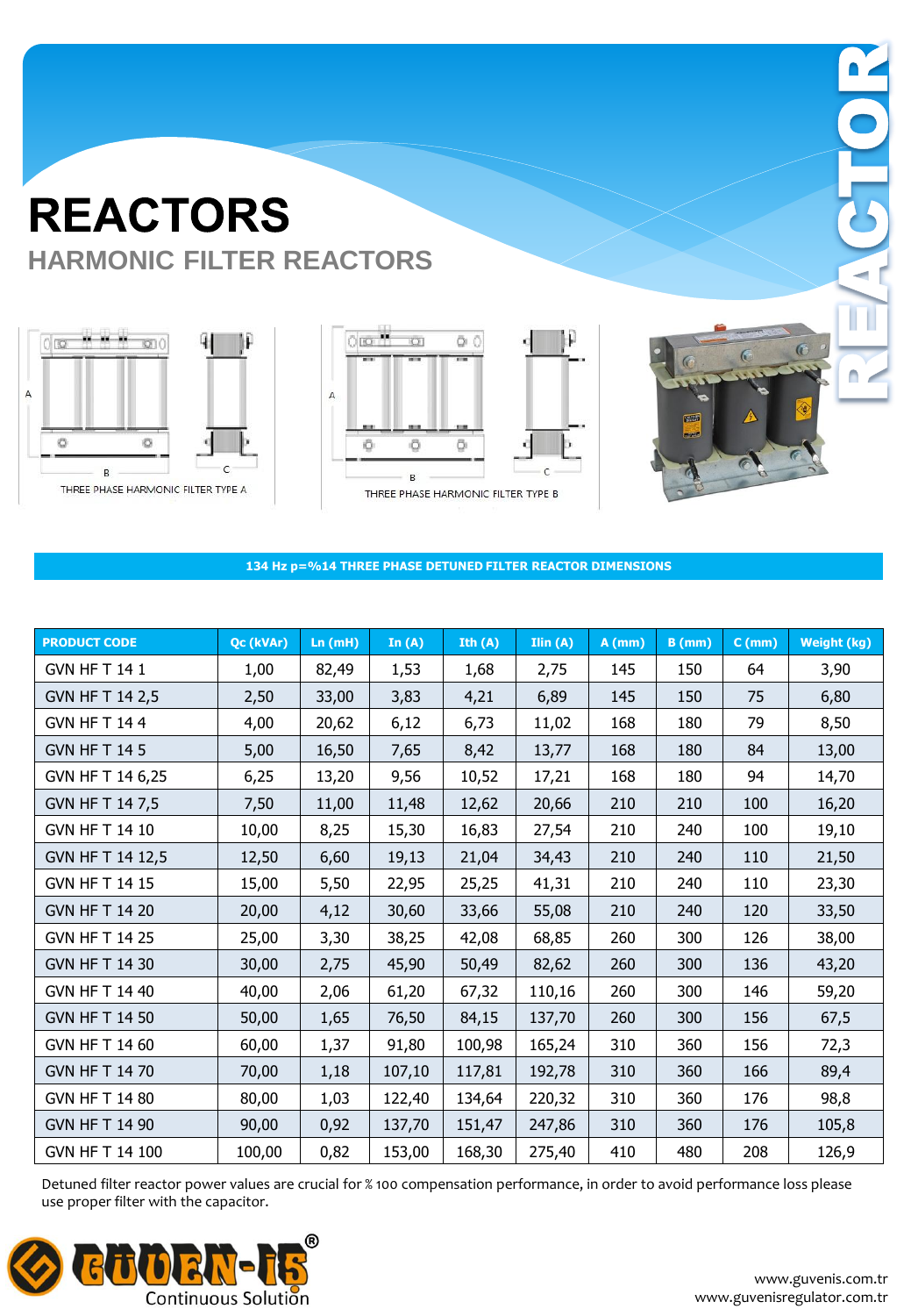# REACTORS

## HARMONIC FILTER REACTORS

THREE PHASE HARMONIC FILTER TYPE A

THREE PHASE HARMONIC FILTER TYPE B

### 134 Hz p=%14 THREE PHASE DETUNED FILTER REACTOR DIMENSIONS

| PRODUCT CODE | Qc (kVAr) | Ln (mH) | In (A) | Ith (A) | Ilin (A) | A (mm) | B (mm) | C (mm) | Weight (kg) |
|---|---|---|---|---|---|---|---|---|---|
| GVN HF T 14 1 | 1,00 | 82,49 | 1,53 | 1,68 | 2,75 | 145 | 150 | 64 | 3,90 |
| GVN HF T 14 2,5 | 2,50 | 33,00 | 3,83 | 4,21 | 6,89 | 145 | 150 | 75 | 6,80 |
| GVN HF T 14 4 | 4,00 | 20,62 | 6,12 | 6,73 | 11,02 | 168 | 180 | 79 | 8,50 |
| GVN HF T 14 5 | 5,00 | 16,50 | 7,65 | 8,42 | 13,77 | 168 | 180 | 84 | 13,00 |
| GVN HF T 14 6,25 | 6,25 | 13,20 | 9,56 | 10,52 | 17,21 | 168 | 180 | 94 | 14,70 |
| GVN HF T 14 7,5 | 7,50 | 11,00 | 11,48 | 12,62 | 20,66 | 210 | 210 | 100 | 16,20 |
| GVN HF T 14 10 | 10,00 | 8,25 | 15,30 | 16,83 | 27,54 | 210 | 240 | 100 | 19,10 |
| GVN HF T 14 12,5 | 12,50 | 6,60 | 19,13 | 21,04 | 34,43 | 210 | 240 | 110 | 21,50 |
| GVN HF T 14 15 | 15,00 | 5,50 | 22,95 | 25,25 | 41,31 | 210 | 240 | 110 | 23,30 |
| GVN HF T 14 20 | 20,00 | 4,12 | 30,60 | 33,66 | 55,08 | 210 | 240 | 120 | 33,50 |
| GVN HF T 14 25 | 25,00 | 3,30 | 38,25 | 42,08 | 68,85 | 260 | 300 | 126 | 38,00 |
| GVN HF T 14 30 | 30,00 | 2,75 | 45,90 | 50,49 | 82,62 | 260 | 300 | 136 | 43,20 |
| GVN HF T 14 40 | 40,00 | 2,06 | 61,20 | 67,32 | 110,16 | 260 | 300 | 146 | 59,20 |
| GVN HF T 14 50 | 50,00 | 1,65 | 76,50 | 84,15 | 137,70 | 260 | 300 | 156 | 67,5 |
| GVN HF T 14 60 | 60,00 | 1,37 | 91,80 | 100,98 | 165,24 | 310 | 360 | 156 | 72,3 |
| GVN HF T 14 70 | 70,00 | 1,18 | 107,10 | 117,81 | 192,78 | 310 | 360 | 166 | 89,4 |
| GVN HF T 14 80 | 80,00 | 1,03 | 122,40 | 134,64 | 220,32 | 310 | 360 | 176 | 98,8 |
| GVN HF T 14 90 | 90,00 | 0,92 | 137,70 | 151,47 | 247,86 | 310 | 360 | 176 | 105,8 |
| GVN HF T 14 100 | 100,00 | 0,82 | 153,00 | 168,30 | 275,40 | 410 | 480 | 208 | 126,9 |

Detuned filter reactor power values are crucial for % 100 compensation performance, in order to avoid performance loss please use proper filter with the capacitor.

GÜVEN-İŞ® Continuous Solution

www.guvenis.com.tr
www.guvenisregulator.com.tr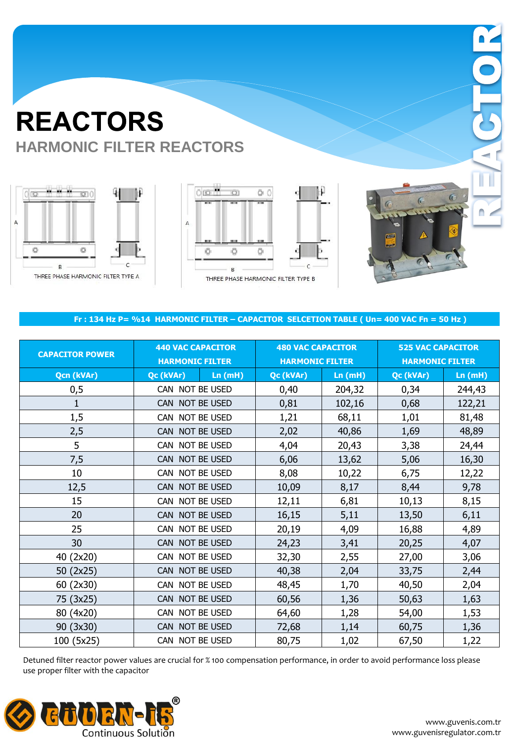# REACTORS

## HARMONIC FILTER REACTORS

THREE PHASE HARMONIC FILTER TYPE A

THREE PHASE HARMONIC FILTER TYPE B

**Fr : 134 Hz P= %14 HARMONIC FILTER – CAPACITOR SELCETION TABLE ( Un= 400 VAC Fn = 50 Hz )**

| CAPACITOR POWER | 440 VAC CAPACITOR HARMONIC FILTER | | 480 VAC CAPACITOR HARMONIC FILTER | | 525 VAC CAPACITOR HARMONIC FILTER | |
|---|---|---|---|---|---|---|
| Qcn (kVAr) | Qc (kVAr) | Ln (mH) | Qc (kVAr) | Ln (mH) | Qc (kVAr) | Ln (mH) |
| 0,5 | CAN NOT BE USED | | 0,40 | 204,32 | 0,34 | 244,43 |
| 1 | CAN NOT BE USED | | 0,81 | 102,16 | 0,68 | 122,21 |
| 1,5 | CAN NOT BE USED | | 1,21 | 68,11 | 1,01 | 81,48 |
| 2,5 | CAN NOT BE USED | | 2,02 | 40,86 | 1,69 | 48,89 |
| 5 | CAN NOT BE USED | | 4,04 | 20,43 | 3,38 | 24,44 |
| 7,5 | CAN NOT BE USED | | 6,06 | 13,62 | 5,06 | 16,30 |
| 10 | CAN NOT BE USED | | 8,08 | 10,22 | 6,75 | 12,22 |
| 12,5 | CAN NOT BE USED | | 10,09 | 8,17 | 8,44 | 9,78 |
| 15 | CAN NOT BE USED | | 12,11 | 6,81 | 10,13 | 8,15 |
| 20 | CAN NOT BE USED | | 16,15 | 5,11 | 13,50 | 6,11 |
| 25 | CAN NOT BE USED | | 20,19 | 4,09 | 16,88 | 4,89 |
| 30 | CAN NOT BE USED | | 24,23 | 3,41 | 20,25 | 4,07 |
| 40 (2x20) | CAN NOT BE USED | | 32,30 | 2,55 | 27,00 | 3,06 |
| 50 (2x25) | CAN NOT BE USED | | 40,38 | 2,04 | 33,75 | 2,44 |
| 60 (2x30) | CAN NOT BE USED | | 48,45 | 1,70 | 40,50 | 2,04 |
| 75 (3x25) | CAN NOT BE USED | | 60,56 | 1,36 | 50,63 | 1,63 |
| 80 (4x20) | CAN NOT BE USED | | 64,60 | 1,28 | 54,00 | 1,53 |
| 90 (3x30) | CAN NOT BE USED | | 72,68 | 1,14 | 60,75 | 1,36 |
| 100 (5x25) | CAN NOT BE USED | | 80,75 | 1,02 | 67,50 | 1,22 |

Detuned filter reactor power values are crucial for % 100 compensation performance, in order to avoid performance loss please use proper filter with the capacitor

GÜVEN-İS® Continuous Solution

www.guvenis.com.tr
www.guvenisregulator.com.tr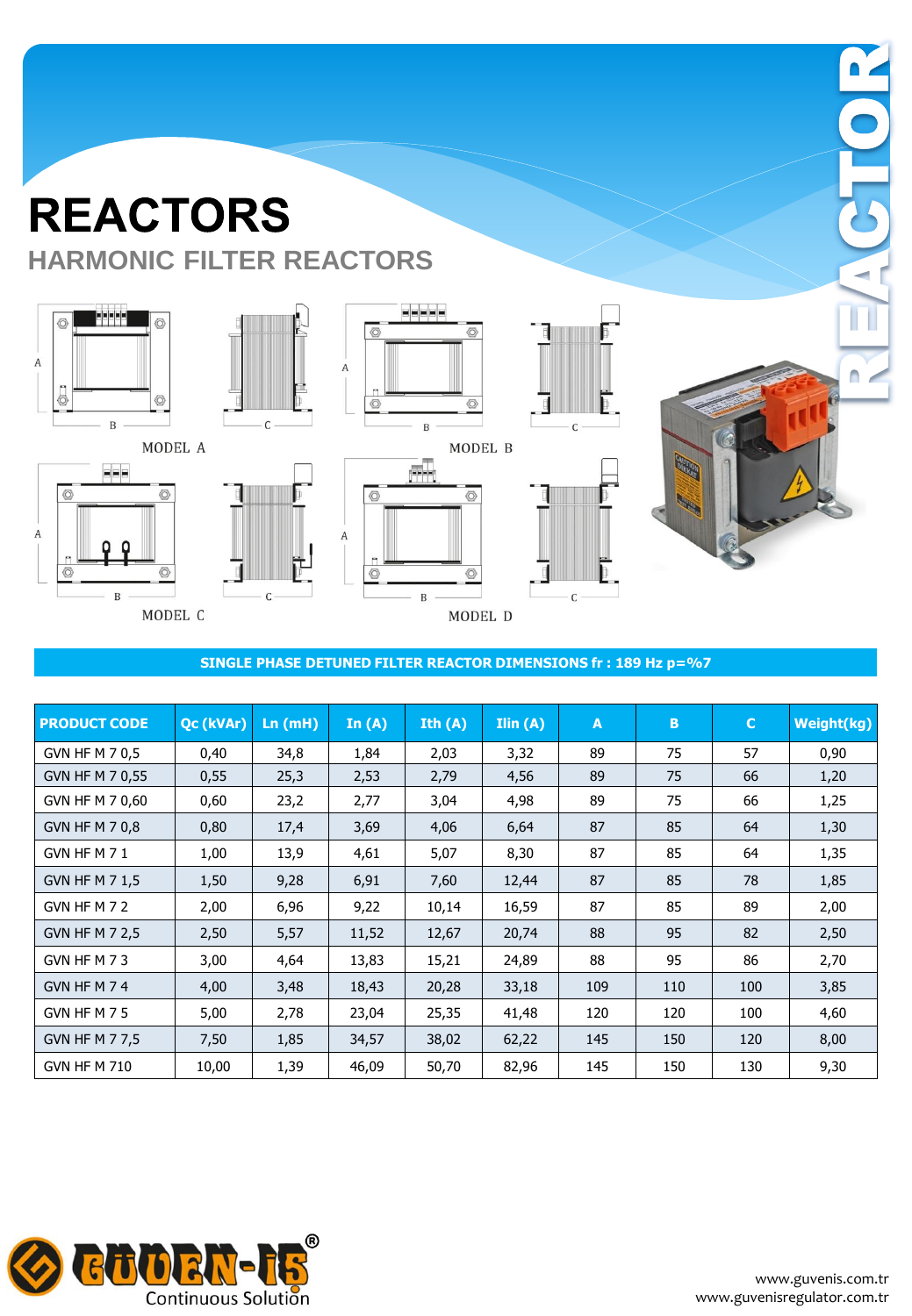# REACTORS

## HARMONIC FILTER REACTORS

MODEL A

MODEL B

MODEL C

MODEL D

**SINGLE PHASE DETUNED FILTER REACTOR DIMENSIONS fr : 189 Hz p=%7**

| PRODUCT CODE | Qc (kVAr) | Ln (mH) | In (A) | Ith (A) | Ilin (A) | A | B | C | Weight(kg) |
|---|---|---|---|---|---|---|---|---|---|
| GVN HF M 7 0,5 | 0,40 | 34,8 | 1,84 | 2,03 | 3,32 | 89 | 75 | 57 | 0,90 |
| GVN HF M 7 0,55 | 0,55 | 25,3 | 2,53 | 2,79 | 4,56 | 89 | 75 | 66 | 1,20 |
| GVN HF M 7 0,60 | 0,60 | 23,2 | 2,77 | 3,04 | 4,98 | 89 | 75 | 66 | 1,25 |
| GVN HF M 7 0,8 | 0,80 | 17,4 | 3,69 | 4,06 | 6,64 | 87 | 85 | 64 | 1,30 |
| GVN HF M 7 1 | 1,00 | 13,9 | 4,61 | 5,07 | 8,30 | 87 | 85 | 64 | 1,35 |
| GVN HF M 7 1,5 | 1,50 | 9,28 | 6,91 | 7,60 | 12,44 | 87 | 85 | 78 | 1,85 |
| GVN HF M 7 2 | 2,00 | 6,96 | 9,22 | 10,14 | 16,59 | 87 | 85 | 89 | 2,00 |
| GVN HF M 7 2,5 | 2,50 | 5,57 | 11,52 | 12,67 | 20,74 | 88 | 95 | 82 | 2,50 |
| GVN HF M 7 3 | 3,00 | 4,64 | 13,83 | 15,21 | 24,89 | 88 | 95 | 86 | 2,70 |
| GVN HF M 7 4 | 4,00 | 3,48 | 18,43 | 20,28 | 33,18 | 109 | 110 | 100 | 3,85 |
| GVN HF M 7 5 | 5,00 | 2,78 | 23,04 | 25,35 | 41,48 | 120 | 120 | 100 | 4,60 |
| GVN HF M 7 7,5 | 7,50 | 1,85 | 34,57 | 38,02 | 62,22 | 145 | 150 | 120 | 8,00 |
| GVN HF M 710 | 10,00 | 1,39 | 46,09 | 50,70 | 82,96 | 145 | 150 | 130 | 9,30 |

Continuous Solution

www.guvenis.com.tr
www.guvenisregulator.com.tr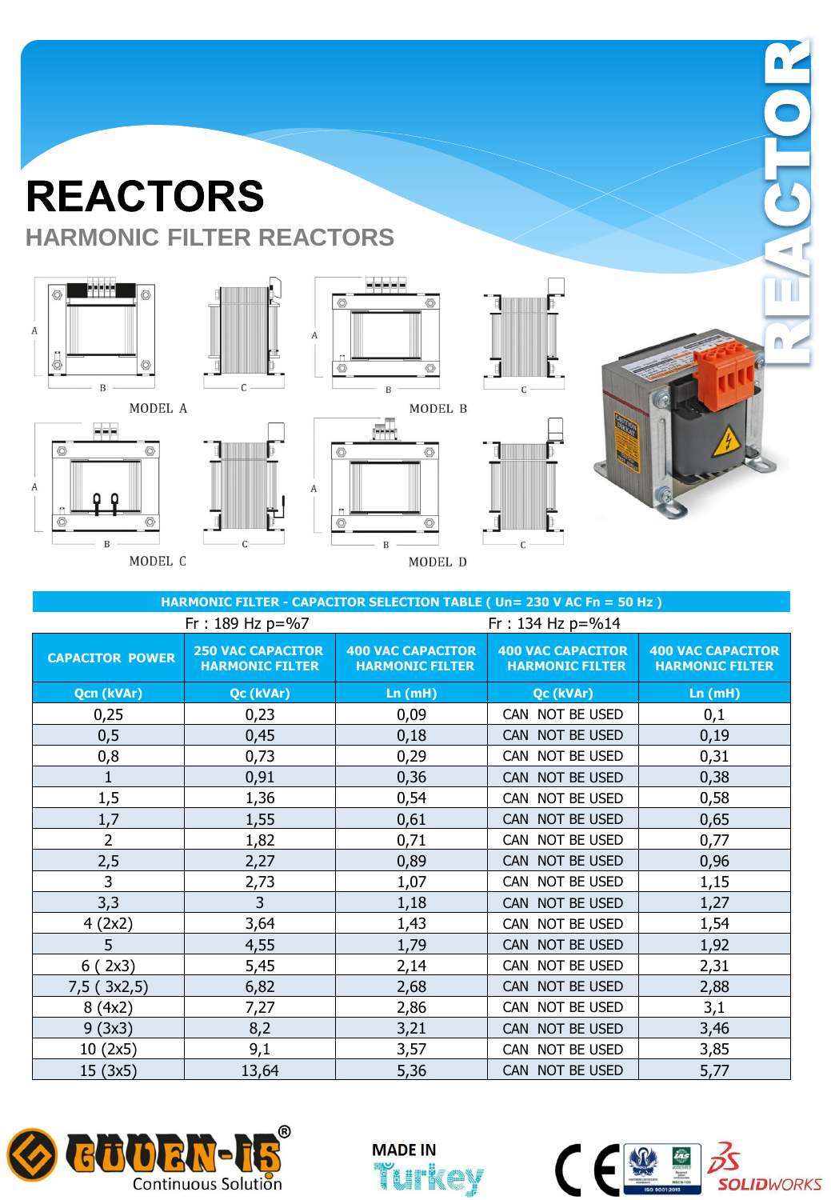# REACTORS

## HARMONIC FILTER REACTORS

MODEL A

MODEL B

MODEL C

MODEL D

**HARMONIC FILTER - CAPACITOR SELECTION TABLE ( Un= 230 V AC Fn = 50 Hz )**

| | Fr : 189 Hz p=%7 | | Fr : 134 Hz p=%14 | |
|---|---|---|---|---|
| CAPACITOR POWER | 250 VAC CAPACITOR HARMONIC FILTER | 400 VAC CAPACITOR HARMONIC FILTER | 400 VAC CAPACITOR HARMONIC FILTER | 400 VAC CAPACITOR HARMONIC FILTER |
| Qcn (kVAr) | Qc (kVAr) | Ln (mH) | Qc (kVAr) | Ln (mH) |
| 0,25 | 0,23 | 0,09 | CAN NOT BE USED | 0,1 |
| 0,5 | 0,45 | 0,18 | CAN NOT BE USED | 0,19 |
| 0,8 | 0,73 | 0,29 | CAN NOT BE USED | 0,31 |
| 1 | 0,91 | 0,36 | CAN NOT BE USED | 0,38 |
| 1,5 | 1,36 | 0,54 | CAN NOT BE USED | 0,58 |
| 1,7 | 1,55 | 0,61 | CAN NOT BE USED | 0,65 |
| 2 | 1,82 | 0,71 | CAN NOT BE USED | 0,77 |
| 2,5 | 2,27 | 0,89 | CAN NOT BE USED | 0,96 |
| 3 | 2,73 | 1,07 | CAN NOT BE USED | 1,15 |
| 3,3 | 3 | 1,18 | CAN NOT BE USED | 1,27 |
| 4 (2x2) | 3,64 | 1,43 | CAN NOT BE USED | 1,54 |
| 5 | 4,55 | 1,79 | CAN NOT BE USED | 1,92 |
| 6 ( 2x3) | 5,45 | 2,14 | CAN NOT BE USED | 2,31 |
| 7,5 ( 3x2,5) | 6,82 | 2,68 | CAN NOT BE USED | 2,88 |
| 8 (4x2) | 7,27 | 2,86 | CAN NOT BE USED | 3,1 |
| 9 (3x3) | 8,2 | 3,21 | CAN NOT BE USED | 3,46 |
| 10 (2x5) | 9,1 | 3,57 | CAN NOT BE USED | 3,85 |
| 15 (3x5) | 13,64 | 5,36 | CAN NOT BE USED | 5,77 |

GÜVEN-İŞ® Continuous Solution

MADE IN Turkey